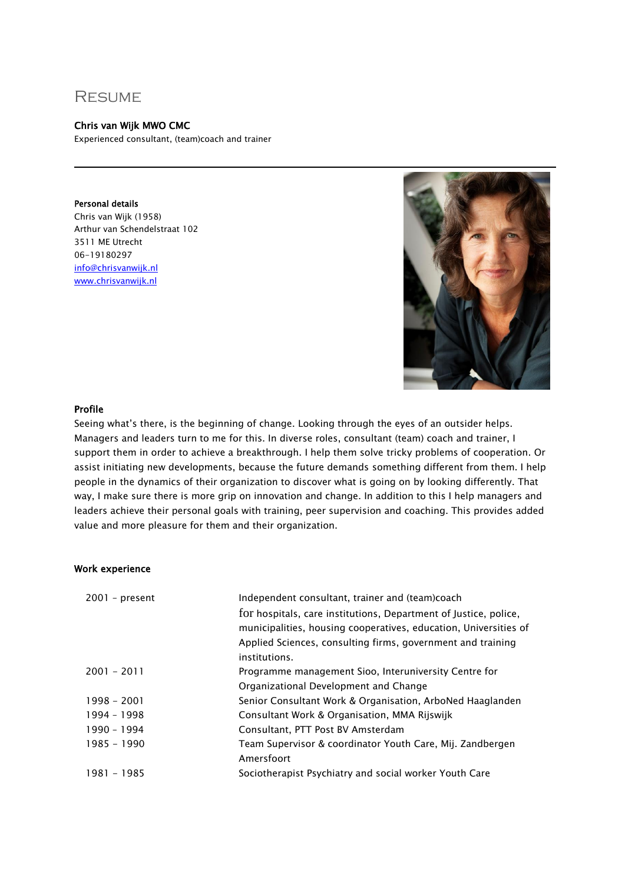# Resume

**Chris van Wijk MWO CMC**
Experienced consultant, (team)coach and trainer

---

**Personal details**
Chris van Wijk (1958)
Arthur van Schendelstraat 102
3511 ME Utrecht
06-19180297
info@chrisvanwijk.nl
www.chrisvanwijk.nl

**Profile**
Seeing what's there, is the beginning of change. Looking through the eyes of an outsider helps. Managers and leaders turn to me for this. In diverse roles, consultant (team) coach and trainer, I support them in order to achieve a breakthrough. I help them solve tricky problems of cooperation. Or assist initiating new developments, because the future demands something different from them. I help people in the dynamics of their organization to discover what is going on by looking differently. That way, I make sure there is more grip on innovation and change. In addition to this I help managers and leaders achieve their personal goals with training, peer supervision and coaching. This provides added value and more pleasure for them and their organization.

**Work experience**

| | |
|---|---|
| 2001 - present | Independent consultant, trainer and (team)coach for hospitals, care institutions, Department of Justice, police, municipalities, housing cooperatives, education, Universities of Applied Sciences, consulting firms, government and training institutions. |
| 2001 - 2011 | Programme management Sioo, Interuniversity Centre for Organizational Development and Change |
| 1998 - 2001 | Senior Consultant Work & Organisation, ArboNed Haaglanden |
| 1994 - 1998 | Consultant Work & Organisation, MMA Rijswijk |
| 1990 - 1994 | Consultant, PTT Post BV Amsterdam |
| 1985 - 1990 | Team Supervisor & coordinator Youth Care, Mij. Zandbergen Amersfoort |
| 1981 - 1985 | Sociotherapist Psychiatry and social worker Youth Care |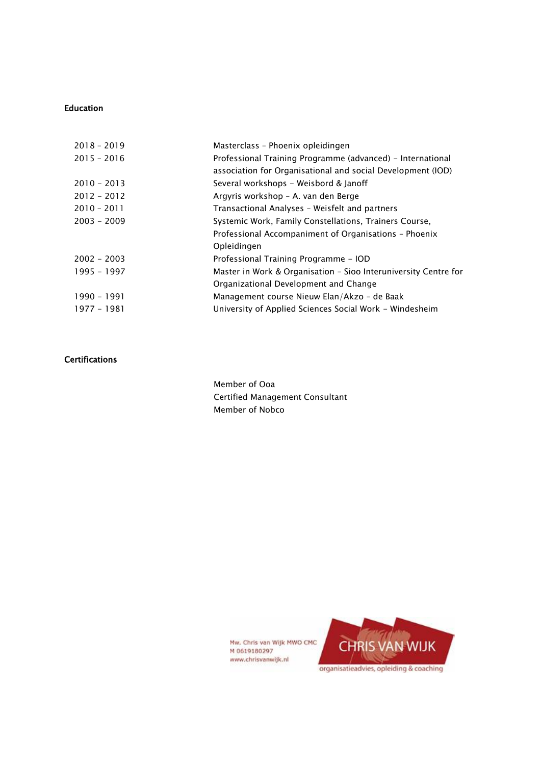## Education

| | |
|---|---|
| 2018 – 2019 | Masterclass – Phoenix opleidingen |
| 2015 – 2016 | Professional Training Programme (advanced) – International association for Organisational and social Development (IOD) |
| 2010 – 2013 | Several workshops – Weisbord & Janoff |
| 2012 – 2012 | Argyris workshop – A. van den Berge |
| 2010 – 2011 | Transactional Analyses – Weisfelt and partners |
| 2003 – 2009 | Systemic Work, Family Constellations, Trainers Course, Professional Accompaniment of Organisations – Phoenix Opleidingen |
| 2002 – 2003 | Professional Training Programme – IOD |
| 1995 – 1997 | Master in Work & Organisation – Sioo Interuniversity Centre for Organizational Development and Change |
| 1990 – 1991 | Management course Nieuw Elan/Akzo – de Baak |
| 1977 – 1981 | University of Applied Sciences Social Work – Windesheim |

## Certifications

Member of Ooa
Certified Management Consultant
Member of Nobco

Mw. Chris van Wijk MWO CMC
M 0619180297
www.chrisvanwijk.nl

CHRIS VAN WIJK
organisatieadvies, opleiding & coaching